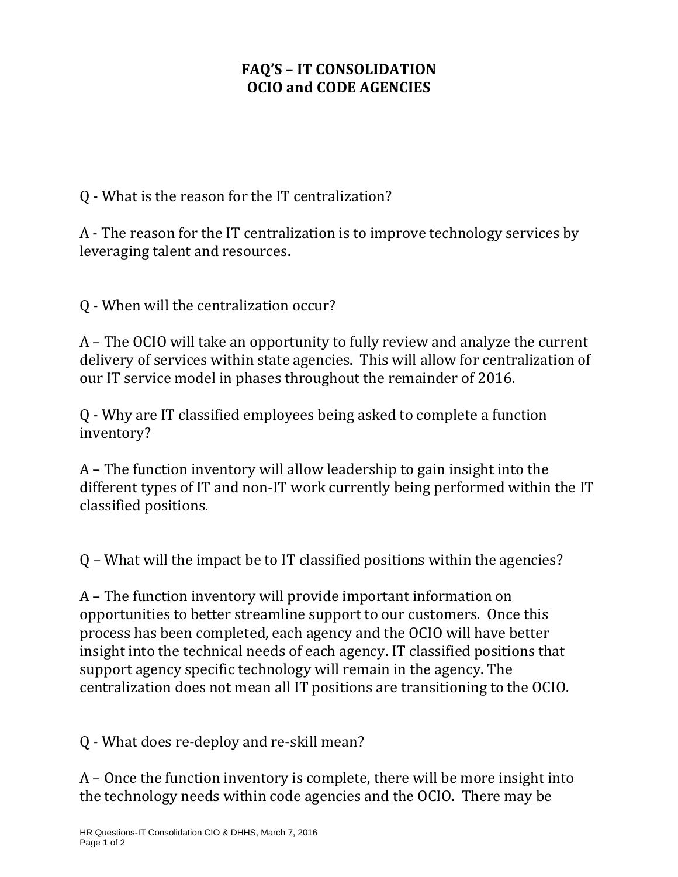# FAQ'S – IT CONSOLIDATION
# OCIO and CODE AGENCIES

Q - What is the reason for the IT centralization?

A - The reason for the IT centralization is to improve technology services by leveraging talent and resources.

Q - When will the centralization occur?

A – The OCIO will take an opportunity to fully review and analyze the current delivery of services within state agencies. This will allow for centralization of our IT service model in phases throughout the remainder of 2016.

Q - Why are IT classified employees being asked to complete a function inventory?

A – The function inventory will allow leadership to gain insight into the different types of IT and non-IT work currently being performed within the IT classified positions.

Q – What will the impact be to IT classified positions within the agencies?

A – The function inventory will provide important information on opportunities to better streamline support to our customers. Once this process has been completed, each agency and the OCIO will have better insight into the technical needs of each agency. IT classified positions that support agency specific technology will remain in the agency. The centralization does not mean all IT positions are transitioning to the OCIO.

Q - What does re-deploy and re-skill mean?

A – Once the function inventory is complete, there will be more insight into the technology needs within code agencies and the OCIO. There may be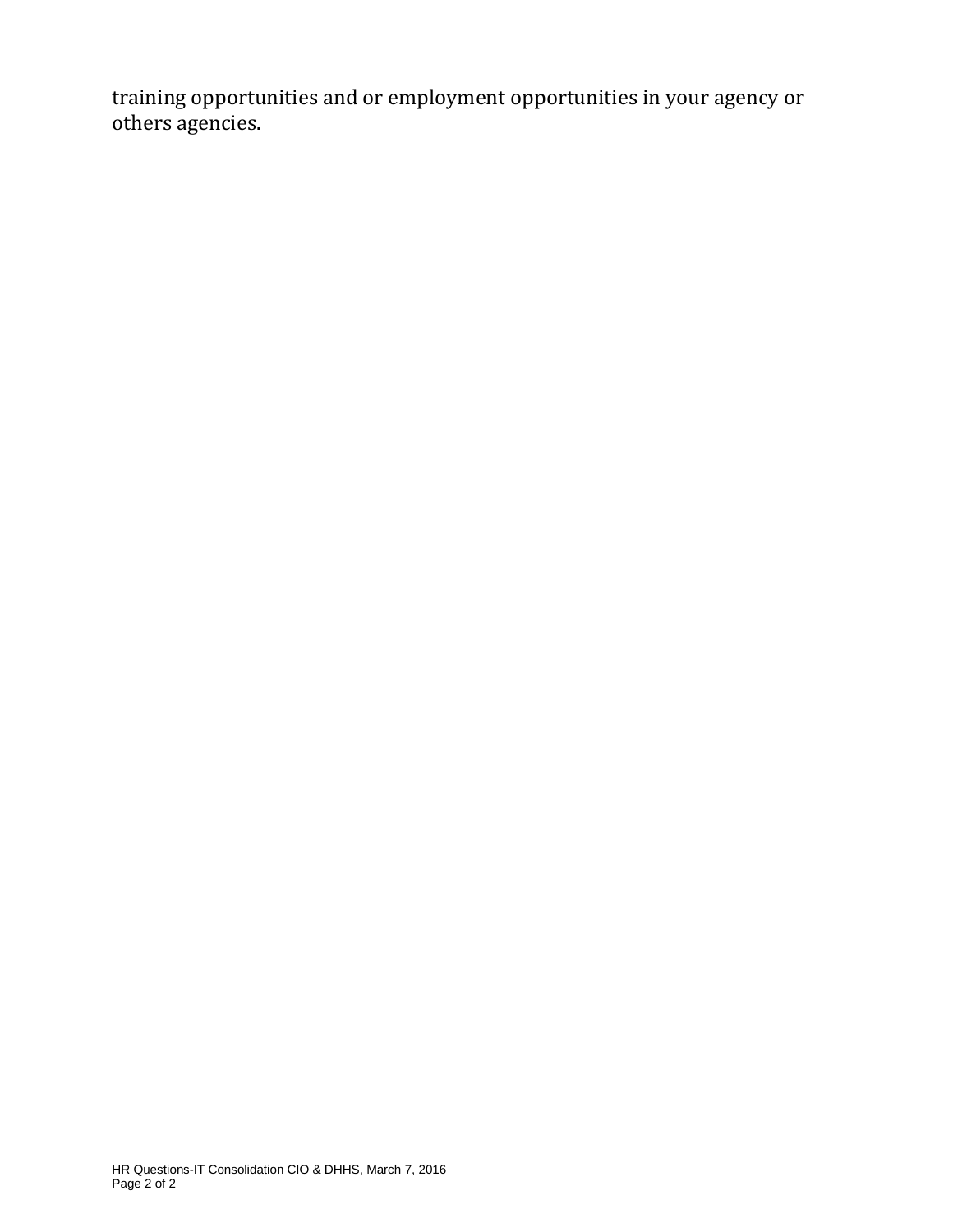training opportunities and or employment opportunities in your agency or others agencies.